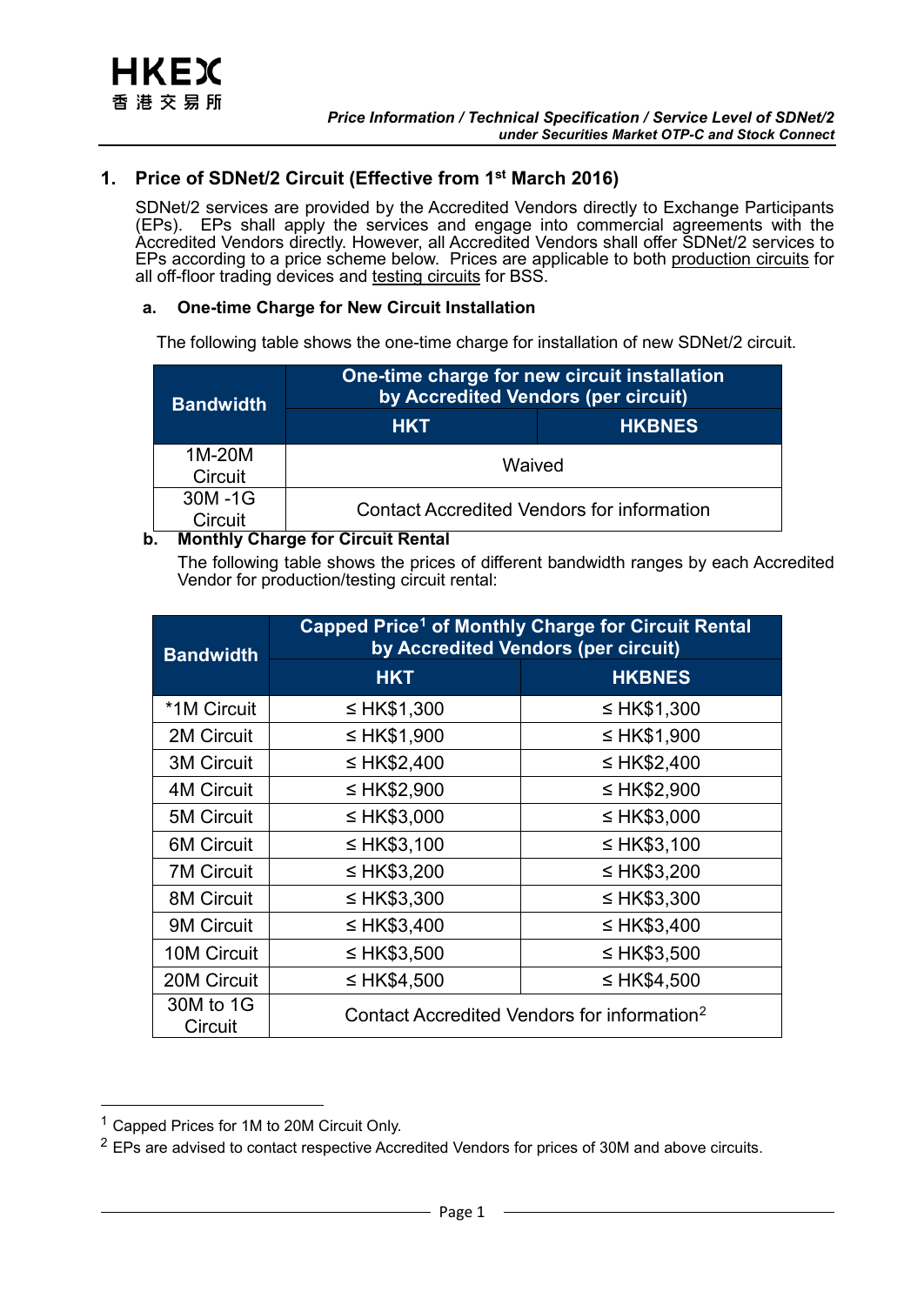## 1. Price of SDNet/2 Circuit (Effective from 1st March 2016)

SDNet/2 services are provided by the Accredited Vendors directly to Exchange Participants (EPs). EPs shall apply the services and engage into commercial agreements with the Accredited Vendors directly. However, all Accredited Vendors shall offer SDNet/2 services to EPs according to a price scheme below. Prices are applicable to both production circuits for all off-floor trading devices and testing circuits for BSS.

### a. One-time Charge for New Circuit Installation

The following table shows the one-time charge for installation of new SDNet/2 circuit.

| Bandwidth | One-time charge for new circuit installation by Accredited Vendors (per circuit) | |
|---|---|---|
| | HKT | HKBNES |
| 1M-20M Circuit | Waived | |
| 30M -1G Circuit | Contact Accredited Vendors for information | |

### b. Monthly Charge for Circuit Rental

The following table shows the prices of different bandwidth ranges by each Accredited Vendor for production/testing circuit rental:

| Bandwidth | Capped Price[1] of Monthly Charge for Circuit Rental by Accredited Vendors (per circuit) | |
|---|---|---|
| | HKT | HKBNES |
| *1M Circuit | ≤ HK$1,300 | ≤ HK$1,300 |
| 2M Circuit | ≤ HK$1,900 | ≤ HK$1,900 |
| 3M Circuit | ≤ HK$2,400 | ≤ HK$2,400 |
| 4M Circuit | ≤ HK$2,900 | ≤ HK$2,900 |
| 5M Circuit | ≤ HK$3,000 | ≤ HK$3,000 |
| 6M Circuit | ≤ HK$3,100 | ≤ HK$3,100 |
| 7M Circuit | ≤ HK$3,200 | ≤ HK$3,200 |
| 8M Circuit | ≤ HK$3,300 | ≤ HK$3,300 |
| 9M Circuit | ≤ HK$3,400 | ≤ HK$3,400 |
| 10M Circuit | ≤ HK$3,500 | ≤ HK$3,500 |
| 20M Circuit | ≤ HK$4,500 | ≤ HK$4,500 |
| 30M to 1G Circuit | Contact Accredited Vendors for information[2] | |

[1] Capped Prices for 1M to 20M Circuit Only.

[2] EPs are advised to contact respective Accredited Vendors for prices of 30M and above circuits.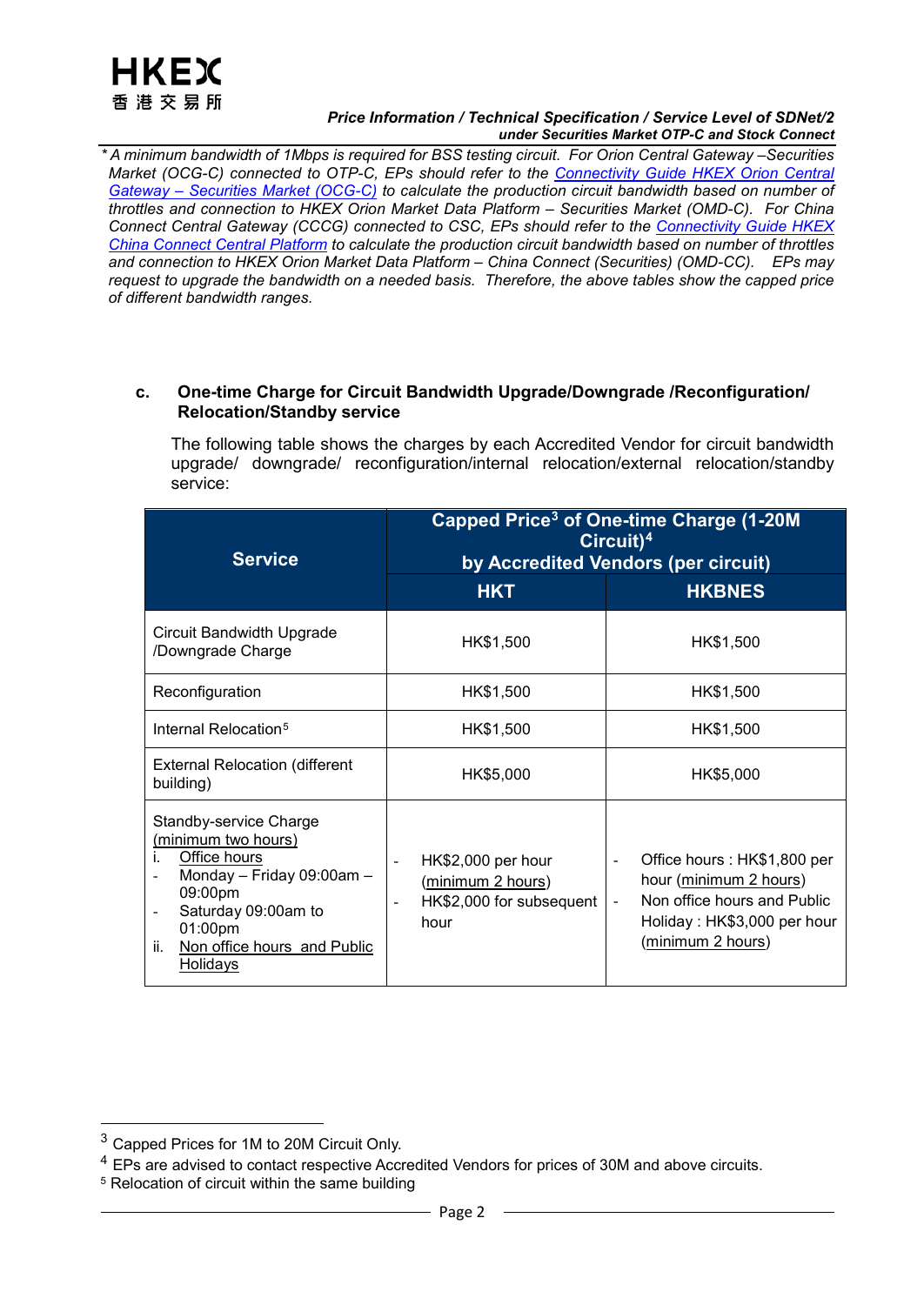*\* A minimum bandwidth of 1Mbps is required for BSS testing circuit. For Orion Central Gateway –Securities Market (OCG-C) connected to OTP-C, EPs should refer to the Connectivity Guide HKEX Orion Central Gateway – Securities Market (OCG-C) to calculate the production circuit bandwidth based on number of throttles and connection to HKEX Orion Market Data Platform – Securities Market (OMD-C). For China Connect Central Gateway (CCCG) connected to CSC, EPs should refer to the Connectivity Guide HKEX China Connect Central Platform to calculate the production circuit bandwidth based on number of throttles and connection to HKEX Orion Market Data Platform – China Connect (Securities) (OMD-CC). EPs may request to upgrade the bandwidth on a needed basis. Therefore, the above tables show the capped price of different bandwidth ranges.*

### c. One-time Charge for Circuit Bandwidth Upgrade/Downgrade /Reconfiguration/ Relocation/Standby service

The following table shows the charges by each Accredited Vendor for circuit bandwidth upgrade/ downgrade/ reconfiguration/internal relocation/external relocation/standby service:

| Service | Capped Price[3] of One-time Charge (1-20M Circuit)[4] by Accredited Vendors (per circuit) | |
|---|---|---|
| | HKT | HKBNES |
| Circuit Bandwidth Upgrade /Downgrade Charge | HK$1,500 | HK$1,500 |
| Reconfiguration | HK$1,500 | HK$1,500 |
| Internal Relocation[5] | HK$1,500 | HK$1,500 |
| External Relocation (different building) | HK$5,000 | HK$5,000 |
| Standby-service Charge (minimum two hours)<br>i. Office hours<br>- Monday – Friday 09:00am – 09:00pm<br>- Saturday 09:00am to 01:00pm<br>ii. Non office hours and Public Holidays | - HK$2,000 per hour (minimum 2 hours)<br>- HK$2,000 for subsequent hour | - Office hours : HK$1,800 per hour (minimum 2 hours)<br>- Non office hours and Public Holiday : HK$3,000 per hour (minimum 2 hours) |

[3] Capped Prices for 1M to 20M Circuit Only.

[4] EPs are advised to contact respective Accredited Vendors for prices of 30M and above circuits.

[5] Relocation of circuit within the same building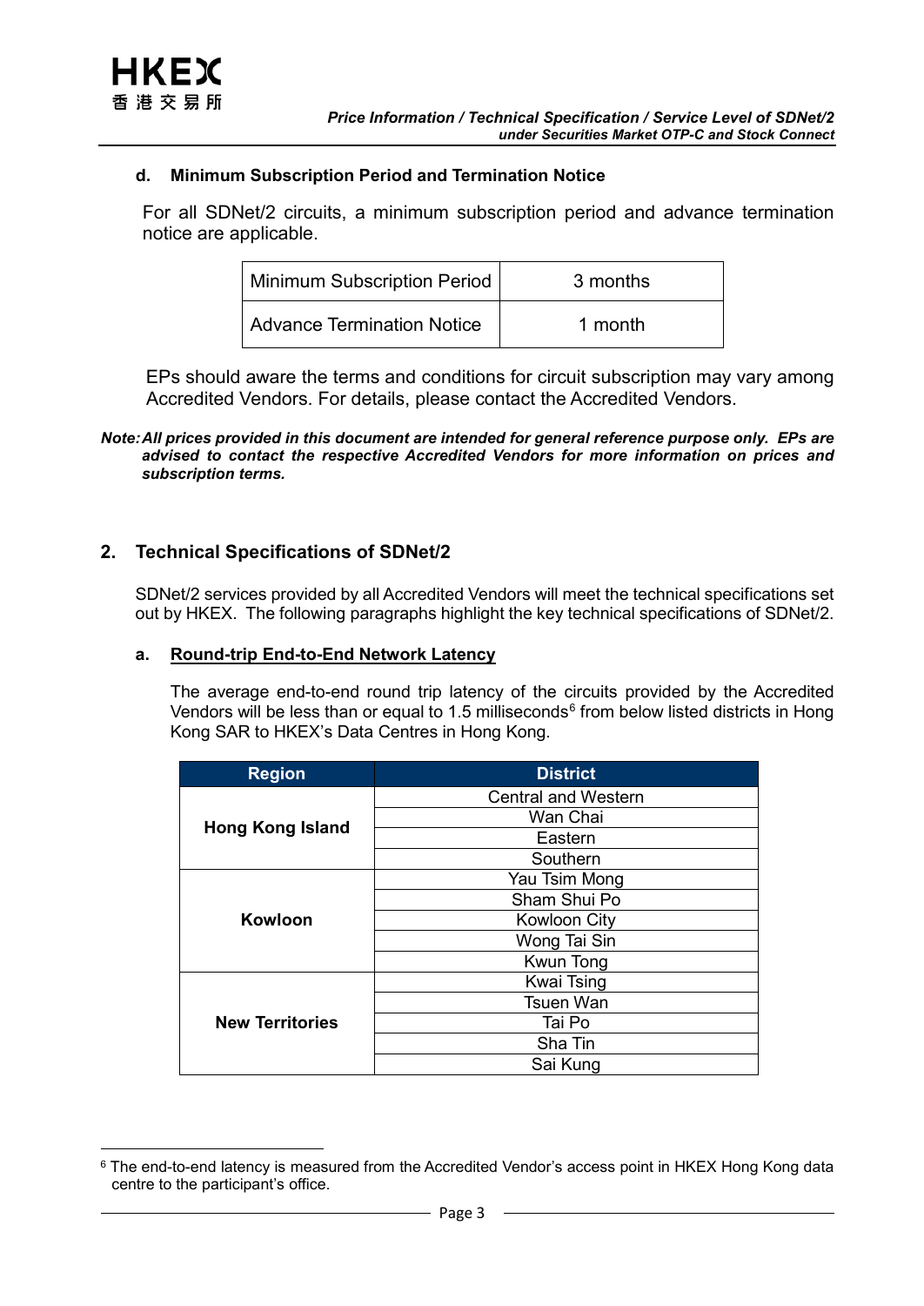#### d. Minimum Subscription Period and Termination Notice

For all SDNet/2 circuits, a minimum subscription period and advance termination notice are applicable.

| Minimum Subscription Period | 3 months |
|---|---|
| Advance Termination Notice | 1 month |

EPs should aware the terms and conditions for circuit subscription may vary among Accredited Vendors. For details, please contact the Accredited Vendors.

***Note: All prices provided in this document are intended for general reference purpose only. EPs are advised to contact the respective Accredited Vendors for more information on prices and subscription terms.***

## 2. Technical Specifications of SDNet/2

SDNet/2 services provided by all Accredited Vendors will meet the technical specifications set out by HKEX. The following paragraphs highlight the key technical specifications of SDNet/2.

#### a. Round-trip End-to-End Network Latency

The average end-to-end round trip latency of the circuits provided by the Accredited Vendors will be less than or equal to 1.5 milliseconds[6] from below listed districts in Hong Kong SAR to HKEX's Data Centres in Hong Kong.

| Region | District |
|---|---|
| **Hong Kong Island** | Central and Western |
| | Wan Chai |
| | Eastern |
| | Southern |
| **Kowloon** | Yau Tsim Mong |
| | Sham Shui Po |
| | Kowloon City |
| | Wong Tai Sin |
| | Kwun Tong |
| **New Territories** | Kwai Tsing |
| | Tsuen Wan |
| | Tai Po |
| | Sha Tin |
| | Sai Kung |

[6] The end-to-end latency is measured from the Accredited Vendor's access point in HKEX Hong Kong data centre to the participant's office.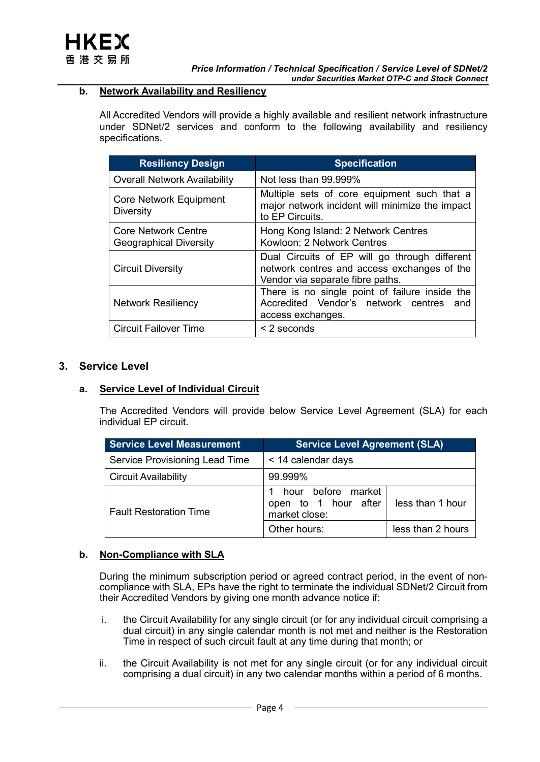### b. Network Availability and Resiliency

All Accredited Vendors will provide a highly available and resilient network infrastructure under SDNet/2 services and conform to the following availability and resiliency specifications.

| Resiliency Design | Specification |
|---|---|
| Overall Network Availability | Not less than 99.999% |
| Core Network Equipment Diversity | Multiple sets of core equipment such that a major network incident will minimize the impact to EP Circuits. |
| Core Network Centre Geographical Diversity | Hong Kong Island: 2 Network Centres<br>Kowloon: 2 Network Centres |
| Circuit Diversity | Dual Circuits of EP will go through different network centres and access exchanges of the Vendor via separate fibre paths. |
| Network Resiliency | There is no single point of failure inside the Accredited Vendor's network centres and access exchanges. |
| Circuit Failover Time | < 2 seconds |

## 3. Service Level

### a. Service Level of Individual Circuit

The Accredited Vendors will provide below Service Level Agreement (SLA) for each individual EP circuit.

| Service Level Measurement | Service Level Agreement (SLA) | |
|---|---|---|
| Service Provisioning Lead Time | < 14 calendar days | |
| Circuit Availability | 99.999% | |
| Fault Restoration Time | 1 hour before market open to 1 hour after market close: | less than 1 hour |
| | Other hours: | less than 2 hours |

### b. Non-Compliance with SLA

During the minimum subscription period or agreed contract period, in the event of non-compliance with SLA, EPs have the right to terminate the individual SDNet/2 Circuit from their Accredited Vendors by giving one month advance notice if:

i. the Circuit Availability for any single circuit (or for any individual circuit comprising a dual circuit) in any single calendar month is not met and neither is the Restoration Time in respect of such circuit fault at any time during that month; or

ii. the Circuit Availability is not met for any single circuit (or for any individual circuit comprising a dual circuit) in any two calendar months within a period of 6 months.